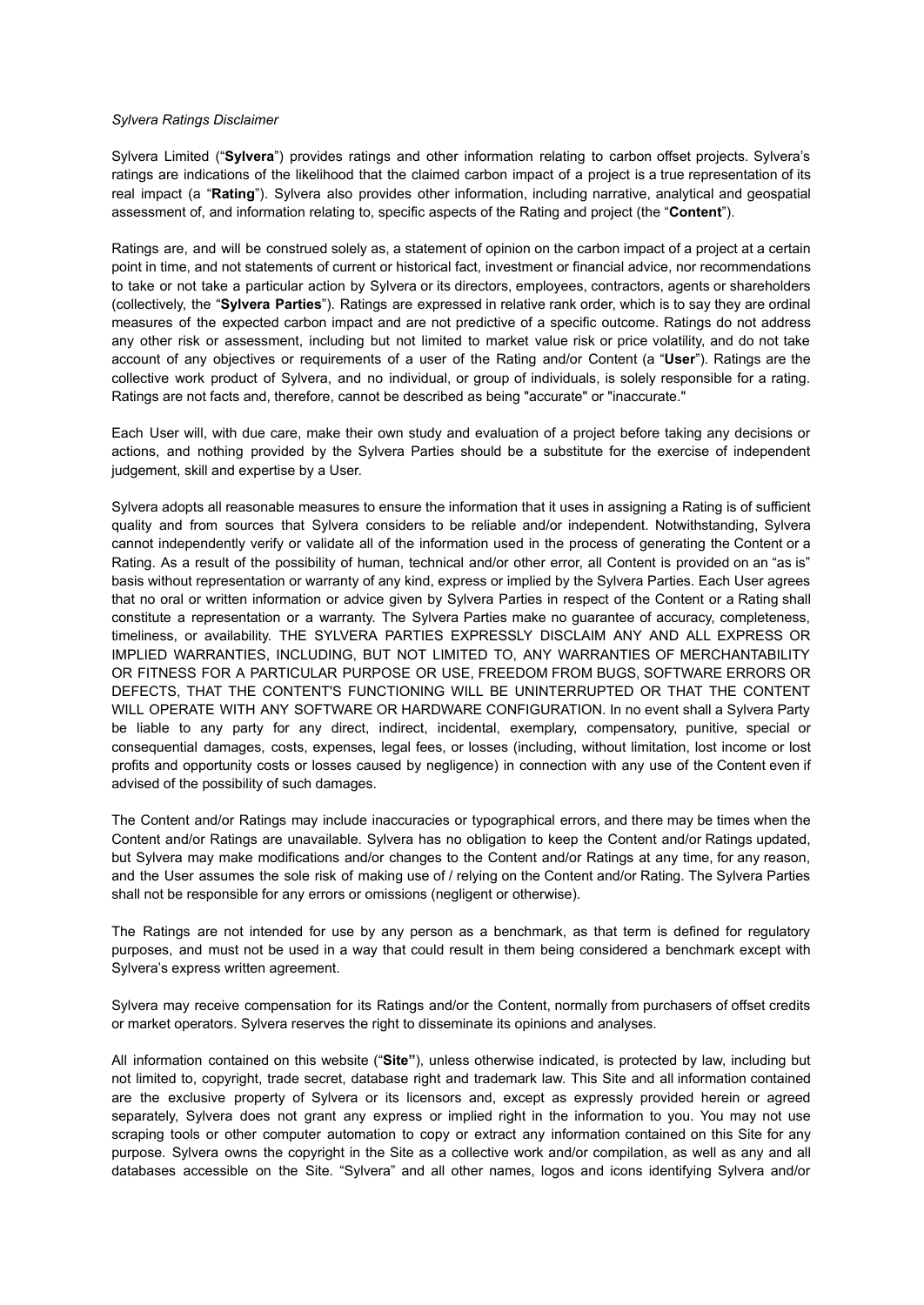*Sylvera Ratings Disclaimer*

Sylvera Limited ("**Sylvera**") provides ratings and other information relating to carbon offset projects. Sylvera's ratings are indications of the likelihood that the claimed carbon impact of a project is a true representation of its real impact (a "**Rating**"). Sylvera also provides other information, including narrative, analytical and geospatial assessment of, and information relating to, specific aspects of the Rating and project (the "**Content**").

Ratings are, and will be construed solely as, a statement of opinion on the carbon impact of a project at a certain point in time, and not statements of current or historical fact, investment or financial advice, nor recommendations to take or not take a particular action by Sylvera or its directors, employees, contractors, agents or shareholders (collectively, the "**Sylvera Parties**"). Ratings are expressed in relative rank order, which is to say they are ordinal measures of the expected carbon impact and are not predictive of a specific outcome. Ratings do not address any other risk or assessment, including but not limited to market value risk or price volatility, and do not take account of any objectives or requirements of a user of the Rating and/or Content (a "**User**"). Ratings are the collective work product of Sylvera, and no individual, or group of individuals, is solely responsible for a rating. Ratings are not facts and, therefore, cannot be described as being "accurate" or "inaccurate."

Each User will, with due care, make their own study and evaluation of a project before taking any decisions or actions, and nothing provided by the Sylvera Parties should be a substitute for the exercise of independent judgement, skill and expertise by a User.

Sylvera adopts all reasonable measures to ensure the information that it uses in assigning a Rating is of sufficient quality and from sources that Sylvera considers to be reliable and/or independent. Notwithstanding, Sylvera cannot independently verify or validate all of the information used in the process of generating the Content or a Rating. As a result of the possibility of human, technical and/or other error, all Content is provided on an "as is" basis without representation or warranty of any kind, express or implied by the Sylvera Parties. Each User agrees that no oral or written information or advice given by Sylvera Parties in respect of the Content or a Rating shall constitute a representation or a warranty. The Sylvera Parties make no guarantee of accuracy, completeness, timeliness, or availability. THE SYLVERA PARTIES EXPRESSLY DISCLAIM ANY AND ALL EXPRESS OR IMPLIED WARRANTIES, INCLUDING, BUT NOT LIMITED TO, ANY WARRANTIES OF MERCHANTABILITY OR FITNESS FOR A PARTICULAR PURPOSE OR USE, FREEDOM FROM BUGS, SOFTWARE ERRORS OR DEFECTS, THAT THE CONTENT'S FUNCTIONING WILL BE UNINTERRUPTED OR THAT THE CONTENT WILL OPERATE WITH ANY SOFTWARE OR HARDWARE CONFIGURATION. In no event shall a Sylvera Party be liable to any party for any direct, indirect, incidental, exemplary, compensatory, punitive, special or consequential damages, costs, expenses, legal fees, or losses (including, without limitation, lost income or lost profits and opportunity costs or losses caused by negligence) in connection with any use of the Content even if advised of the possibility of such damages.

The Content and/or Ratings may include inaccuracies or typographical errors, and there may be times when the Content and/or Ratings are unavailable. Sylvera has no obligation to keep the Content and/or Ratings updated, but Sylvera may make modifications and/or changes to the Content and/or Ratings at any time, for any reason, and the User assumes the sole risk of making use of / relying on the Content and/or Rating. The Sylvera Parties shall not be responsible for any errors or omissions (negligent or otherwise).

The Ratings are not intended for use by any person as a benchmark, as that term is defined for regulatory purposes, and must not be used in a way that could result in them being considered a benchmark except with Sylvera's express written agreement.

Sylvera may receive compensation for its Ratings and/or the Content, normally from purchasers of offset credits or market operators. Sylvera reserves the right to disseminate its opinions and analyses.

All information contained on this website ("**Site"**), unless otherwise indicated, is protected by law, including but not limited to, copyright, trade secret, database right and trademark law. This Site and all information contained are the exclusive property of Sylvera or its licensors and, except as expressly provided herein or agreed separately, Sylvera does not grant any express or implied right in the information to you. You may not use scraping tools or other computer automation to copy or extract any information contained on this Site for any purpose. Sylvera owns the copyright in the Site as a collective work and/or compilation, as well as any and all databases accessible on the Site. "Sylvera" and all other names, logos and icons identifying Sylvera and/or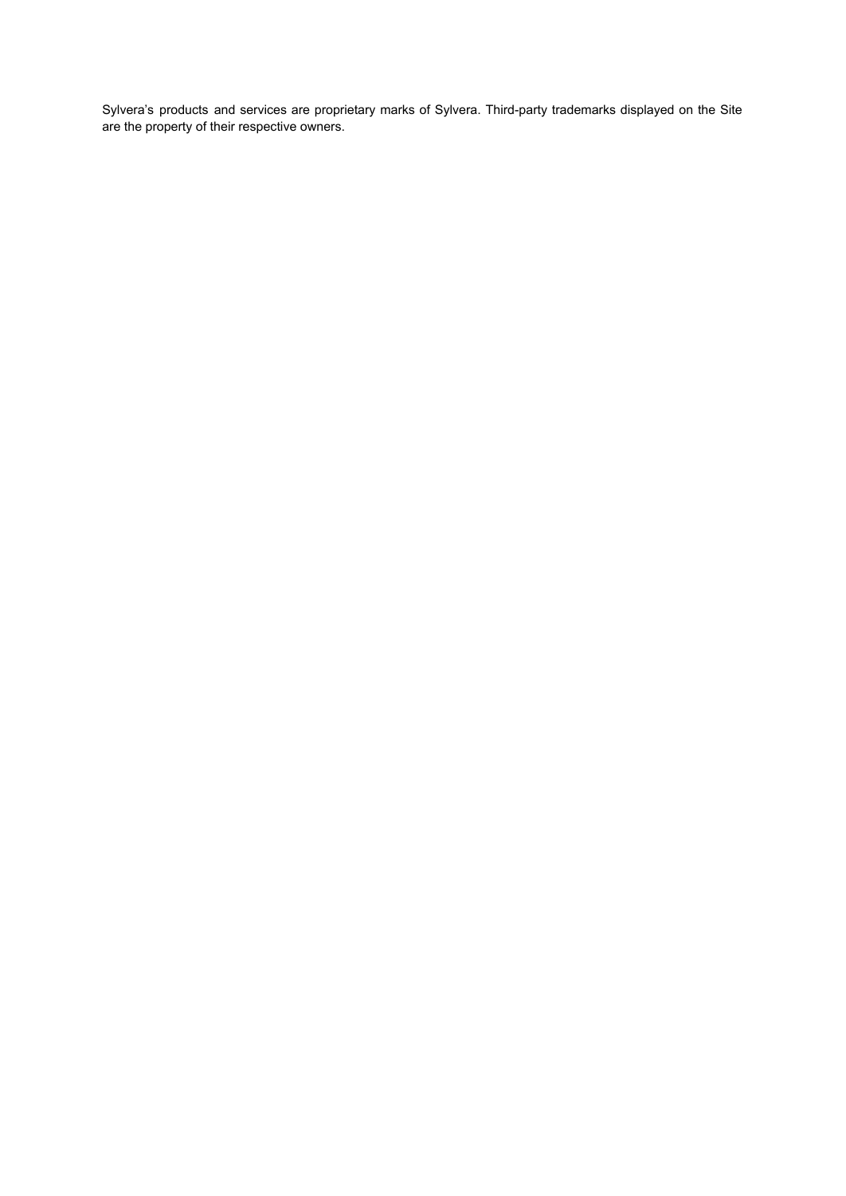Sylvera’s products and services are proprietary marks of Sylvera. Third-party trademarks displayed on the Site are the property of their respective owners.